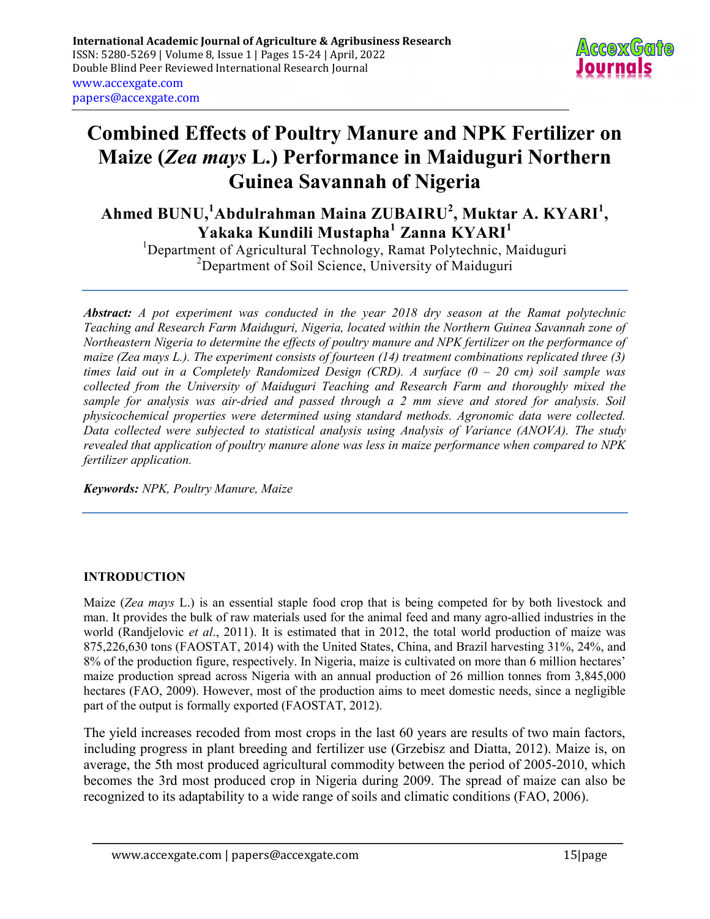# Combined Effects of Poultry Manure and NPK Fertilizer on Maize (*Zea mays* L.) Performance in Maiduguri Northern Guinea Savannah of Nigeria

**Ahmed BUNU,[1] Abdulrahman Maina ZUBAIRU[2], Muktar A. KYARI[1], Yakaka Kundili Mustapha[1] Zanna KYARI[1]**

[1]Department of Agricultural Technology, Ramat Polytechnic, Maiduguri
[2]Department of Soil Science, University of Maiduguri

***Abstract:*** *A pot experiment was conducted in the year 2018 dry season at the Ramat polytechnic Teaching and Research Farm Maiduguri, Nigeria, located within the Northern Guinea Savannah zone of Northeastern Nigeria to determine the effects of poultry manure and NPK fertilizer on the performance of maize (Zea mays L.). The experiment consists of fourteen (14) treatment combinations replicated three (3) times laid out in a Completely Randomized Design (CRD). A surface (0 – 20 cm) soil sample was collected from the University of Maiduguri Teaching and Research Farm and thoroughly mixed the sample for analysis was air-dried and passed through a 2 mm sieve and stored for analysis. Soil physicochemical properties were determined using standard methods. Agronomic data were collected. Data collected were subjected to statistical analysis using Analysis of Variance (ANOVA). The study revealed that application of poultry manure alone was less in maize performance when compared to NPK fertilizer application.*

***Keywords:*** *NPK, Poultry Manure, Maize*

## INTRODUCTION

Maize (*Zea mays* L.) is an essential staple food crop that is being competed for by both livestock and man. It provides the bulk of raw materials used for the animal feed and many agro-allied industries in the world (Randjelovic *et al*., 2011). It is estimated that in 2012, the total world production of maize was 875,226,630 tons (FAOSTAT, 2014) with the United States, China, and Brazil harvesting 31%, 24%, and 8% of the production figure, respectively. In Nigeria, maize is cultivated on more than 6 million hectares' maize production spread across Nigeria with an annual production of 26 million tonnes from 3,845,000 hectares (FAO, 2009). However, most of the production aims to meet domestic needs, since a negligible part of the output is formally exported (FAOSTAT, 2012).

The yield increases recoded from most crops in the last 60 years are results of two main factors, including progress in plant breeding and fertilizer use (Grzebisz and Diatta, 2012). Maize is, on average, the 5th most produced agricultural commodity between the period of 2005-2010, which becomes the 3rd most produced crop in Nigeria during 2009. The spread of maize can also be recognized to its adaptability to a wide range of soils and climatic conditions (FAO, 2006).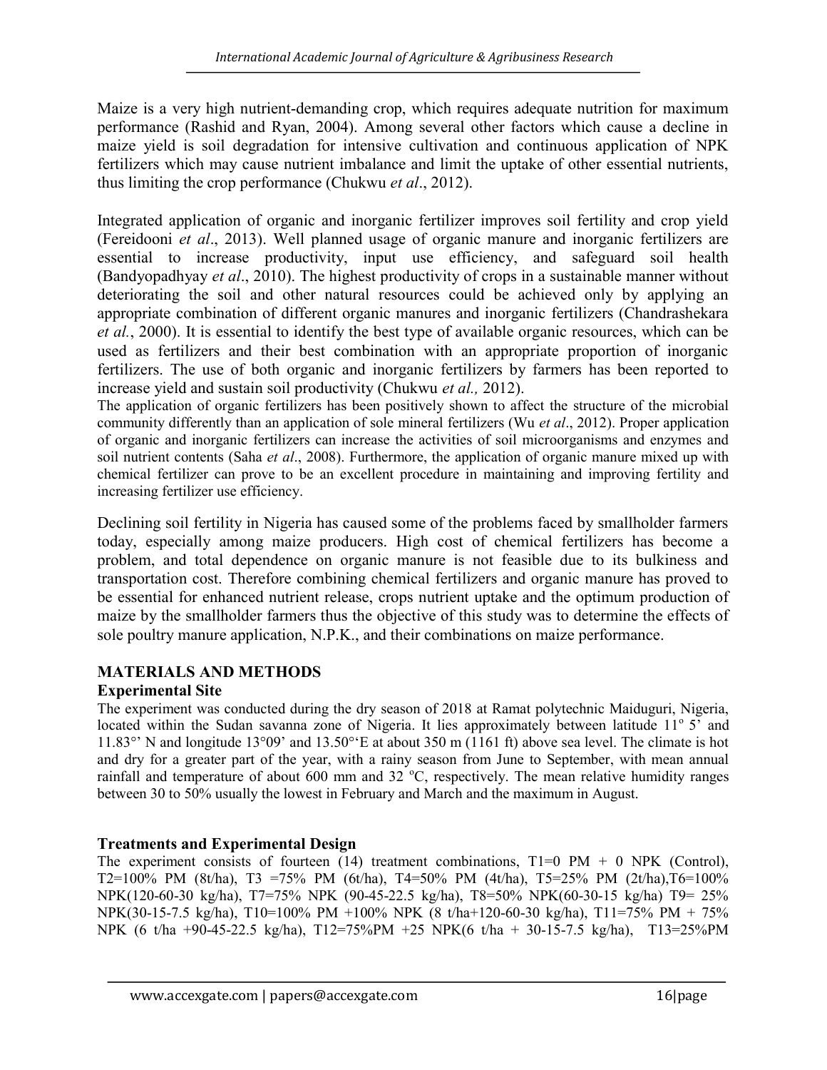Maize is a very high nutrient-demanding crop, which requires adequate nutrition for maximum performance (Rashid and Ryan, 2004). Among several other factors which cause a decline in maize yield is soil degradation for intensive cultivation and continuous application of NPK fertilizers which may cause nutrient imbalance and limit the uptake of other essential nutrients, thus limiting the crop performance (Chukwu *et al*., 2012).

Integrated application of organic and inorganic fertilizer improves soil fertility and crop yield (Fereidooni *et al*., 2013). Well planned usage of organic manure and inorganic fertilizers are essential to increase productivity, input use efficiency, and safeguard soil health (Bandyopadhyay *et al*., 2010). The highest productivity of crops in a sustainable manner without deteriorating the soil and other natural resources could be achieved only by applying an appropriate combination of different organic manures and inorganic fertilizers (Chandrashekara *et al.*, 2000). It is essential to identify the best type of available organic resources, which can be used as fertilizers and their best combination with an appropriate proportion of inorganic fertilizers. The use of both organic and inorganic fertilizers by farmers has been reported to increase yield and sustain soil productivity (Chukwu *et al.,* 2012).
The application of organic fertilizers has been positively shown to affect the structure of the microbial community differently than an application of sole mineral fertilizers (Wu *et al*., 2012). Proper application of organic and inorganic fertilizers can increase the activities of soil microorganisms and enzymes and soil nutrient contents (Saha *et al*., 2008). Furthermore, the application of organic manure mixed up with chemical fertilizer can prove to be an excellent procedure in maintaining and improving fertility and increasing fertilizer use efficiency.

Declining soil fertility in Nigeria has caused some of the problems faced by smallholder farmers today, especially among maize producers. High cost of chemical fertilizers has become a problem, and total dependence on organic manure is not feasible due to its bulkiness and transportation cost. Therefore combining chemical fertilizers and organic manure has proved to be essential for enhanced nutrient release, crops nutrient uptake and the optimum production of maize by the smallholder farmers thus the objective of this study was to determine the effects of sole poultry manure application, N.P.K., and their combinations on maize performance.

## MATERIALS AND METHODS

### Experimental Site

The experiment was conducted during the dry season of 2018 at Ramat polytechnic Maiduguri, Nigeria, located within the Sudan savanna zone of Nigeria. It lies approximately between latitude 11º 5' and 11.83°' N and longitude 13°09' and 13.50°'E at about 350 m (1161 ft) above sea level. The climate is hot and dry for a greater part of the year, with a rainy season from June to September, with mean annual rainfall and temperature of about 600 mm and 32 ºC, respectively. The mean relative humidity ranges between 30 to 50% usually the lowest in February and March and the maximum in August.

### Treatments and Experimental Design

The experiment consists of fourteen (14) treatment combinations, T1=0 PM + 0 NPK (Control), T2=100% PM (8t/ha), T3 =75% PM (6t/ha), T4=50% PM (4t/ha), T5=25% PM (2t/ha),T6=100% NPK(120-60-30 kg/ha), T7=75% NPK (90-45-22.5 kg/ha), T8=50% NPK(60-30-15 kg/ha) T9= 25% NPK(30-15-7.5 kg/ha), T10=100% PM +100% NPK (8 t/ha+120-60-30 kg/ha), T11=75% PM + 75% NPK (6 t/ha +90-45-22.5 kg/ha), T12=75%PM +25 NPK(6 t/ha + 30-15-7.5 kg/ha), T13=25%PM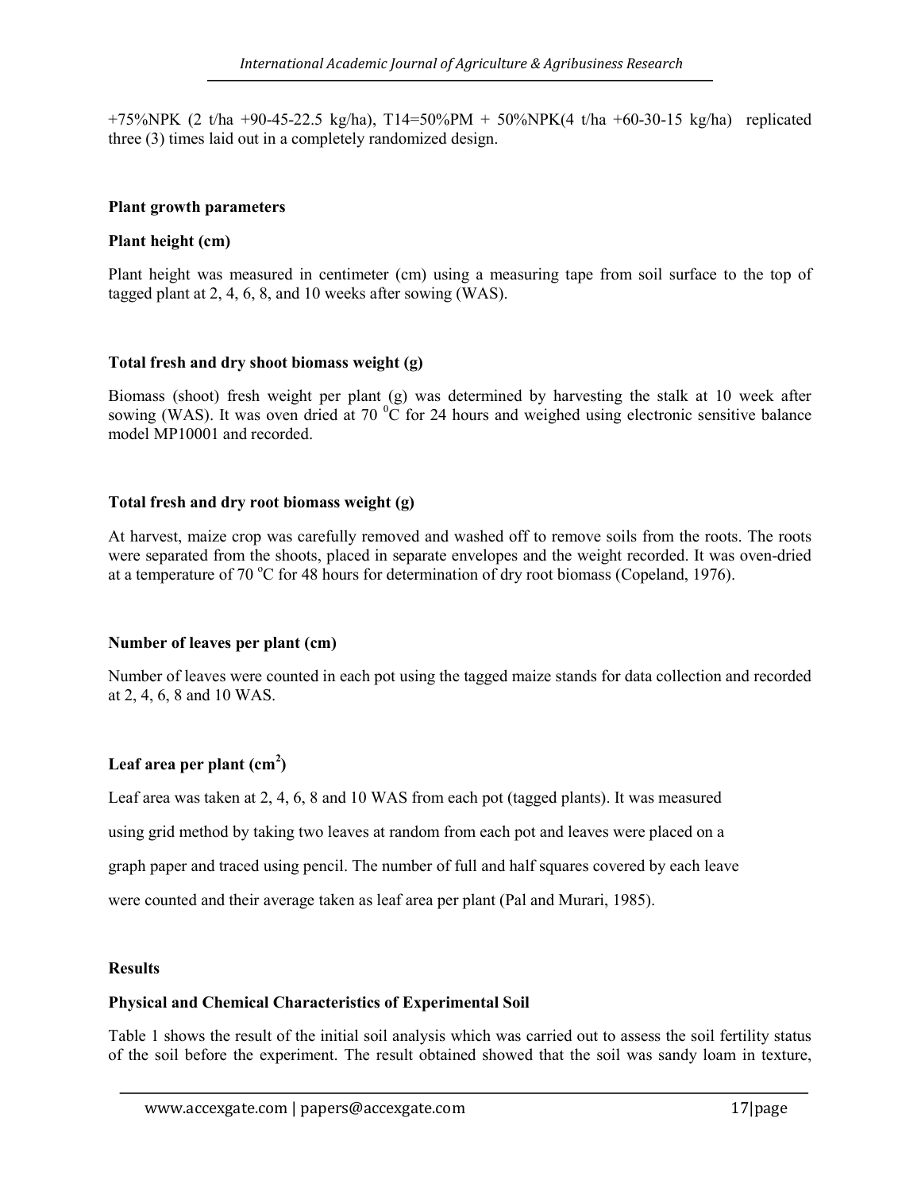+75%NPK (2 t/ha +90-45-22.5 kg/ha), T14=50%PM + 50%NPK(4 t/ha +60-30-15 kg/ha) replicated three (3) times laid out in a completely randomized design.

**Plant growth parameters**

**Plant height (cm)**

Plant height was measured in centimeter (cm) using a measuring tape from soil surface to the top of tagged plant at 2, 4, 6, 8, and 10 weeks after sowing (WAS).

**Total fresh and dry shoot biomass weight (g)**

Biomass (shoot) fresh weight per plant (g) was determined by harvesting the stalk at 10 week after sowing (WAS). It was oven dried at 70 $^0$C for 24 hours and weighed using electronic sensitive balance model MP10001 and recorded.

**Total fresh and dry root biomass weight (g)**

At harvest, maize crop was carefully removed and washed off to remove soils from the roots. The roots were separated from the shoots, placed in separate envelopes and the weight recorded. It was oven-dried at a temperature of 70 $^o$C for 48 hours for determination of dry root biomass (Copeland, 1976).

**Number of leaves per plant (cm)**

Number of leaves were counted in each pot using the tagged maize stands for data collection and recorded at 2, 4, 6, 8 and 10 WAS.

**Leaf area per plant (cm$^2$)**

Leaf area was taken at 2, 4, 6, 8 and 10 WAS from each pot (tagged plants). It was measured using grid method by taking two leaves at random from each pot and leaves were placed on a graph paper and traced using pencil. The number of full and half squares covered by each leave were counted and their average taken as leaf area per plant (Pal and Murari, 1985).

**Results**

**Physical and Chemical Characteristics of Experimental Soil**

Table 1 shows the result of the initial soil analysis which was carried out to assess the soil fertility status of the soil before the experiment. The result obtained showed that the soil was sandy loam in texture,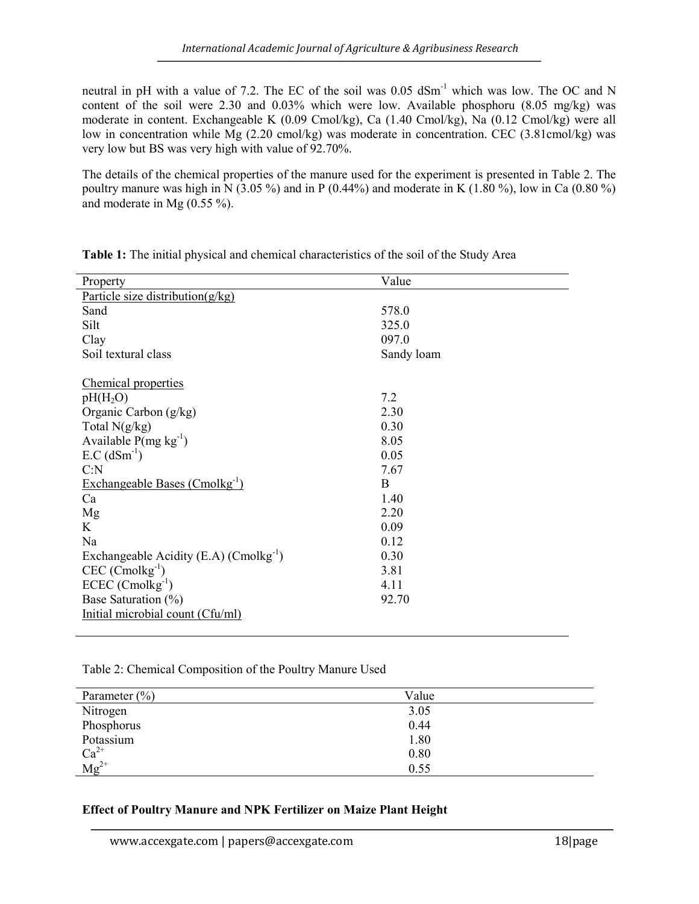neutral in pH with a value of 7.2. The EC of the soil was 0.05 $dSm^{-1}$ which was low. The OC and N content of the soil were 2.30 and 0.03% which were low. Available phosphoru (8.05 mg/kg) was moderate in content. Exchangeable K (0.09 Cmol/kg), Ca (1.40 Cmol/kg), Na (0.12 Cmol/kg) were all low in concentration while Mg (2.20 cmol/kg) was moderate in concentration. CEC (3.81cmol/kg) was very low but BS was very high with value of 92.70%.

The details of the chemical properties of the manure used for the experiment is presented in Table 2. The poultry manure was high in N (3.05 %) and in P (0.44%) and moderate in K (1.80 %), low in Ca (0.80 %) and moderate in Mg (0.55 %).

**Table 1:** The initial physical and chemical characteristics of the soil of the Study Area

| Property | Value |
|---|---|
| Particle size distribution(g/kg) | |
| Sand | 578.0 |
| Silt | 325.0 |
| Clay | 097.0 |
| Soil textural class | Sandy loam |
| | |
| Chemical properties | |
| $pH(H_2O)$ | 7.2 |
| Organic Carbon (g/kg) | 2.30 |
| Total N(g/kg) | 0.30 |
| Available P(mg $kg^{-1}$) | 8.05 |
| E.C ($dSm^{-1}$) | 0.05 |
| C:N | 7.67 |
| Exchangeable Bases ($Cmolkg^{-1}$) | B |
| Ca | 1.40 |
| Mg | 2.20 |
| K | 0.09 |
| Na | 0.12 |
| Exchangeable Acidity (E.A) ($Cmolkg^{-1}$) | 0.30 |
| CEC ($Cmolkg^{-1}$) | 3.81 |
| ECEC ($Cmolkg^{-1}$) | 4.11 |
| Base Saturation (%) | 92.70 |
| Initial microbial count (Cfu/ml) | |

Table 2: Chemical Composition of the Poultry Manure Used

| Parameter (%) | Value |
|---|---|
| Nitrogen | 3.05 |
| Phosphorus | 0.44 |
| Potassium | 1.80 |
| $Ca^{2+}$ | 0.80 |
| $Mg^{2+}$ | 0.55 |

**Effect of Poultry Manure and NPK Fertilizer on Maize Plant Height**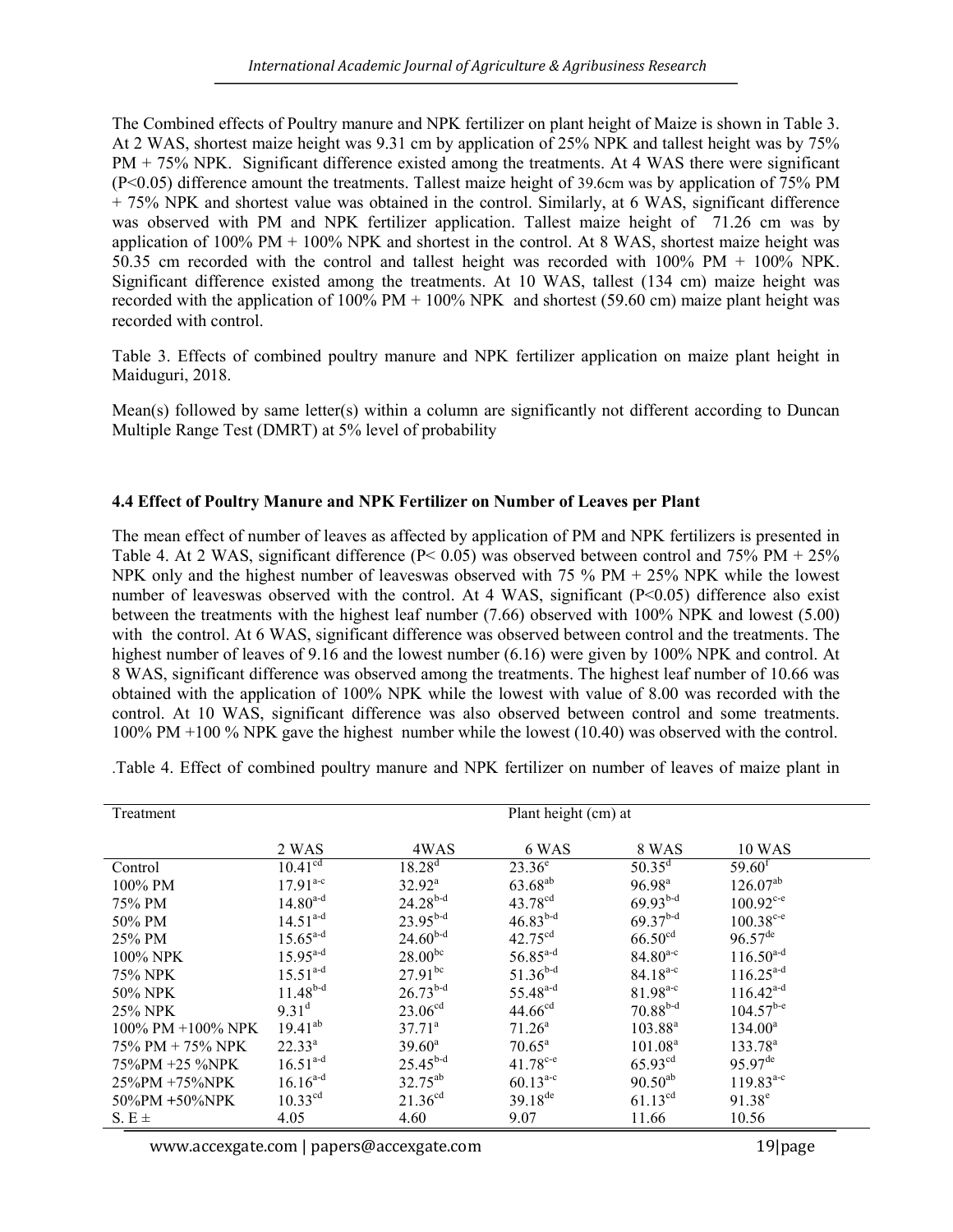The Combined effects of Poultry manure and NPK fertilizer on plant height of Maize is shown in Table 3. At 2 WAS, shortest maize height was 9.31 cm by application of 25% NPK and tallest height was by 75% PM + 75% NPK. Significant difference existed among the treatments. At 4 WAS there were significant ($P<0.05$) difference amount the treatments. Tallest maize height of 39.6cm was by application of 75% PM + 75% NPK and shortest value was obtained in the control. Similarly, at 6 WAS, significant difference was observed with PM and NPK fertilizer application. Tallest maize height of 71.26 cm was by application of 100% PM + 100% NPK and shortest in the control. At 8 WAS, shortest maize height was 50.35 cm recorded with the control and tallest height was recorded with 100% PM + 100% NPK. Significant difference existed among the treatments. At 10 WAS, tallest (134 cm) maize height was recorded with the application of 100% PM + 100% NPK and shortest (59.60 cm) maize plant height was recorded with control.

Table 3. Effects of combined poultry manure and NPK fertilizer application on maize plant height in Maiduguri, 2018.

Mean(s) followed by same letter(s) within a column are significantly not different according to Duncan Multiple Range Test (DMRT) at 5% level of probability

#### 4.4 Effect of Poultry Manure and NPK Fertilizer on Number of Leaves per Plant

The mean effect of number of leaves as affected by application of PM and NPK fertilizers is presented in Table 4. At 2 WAS, significant difference ($P< 0.05$) was observed between control and 75% PM + 25% NPK only and the highest number of leaveswas observed with 75 % PM + 25% NPK while the lowest number of leaveswas observed with the control. At 4 WAS, significant ($P<0.05$) difference also exist between the treatments with the highest leaf number (7.66) observed with 100% NPK and lowest (5.00) with the control. At 6 WAS, significant difference was observed between control and the treatments. The highest number of leaves of 9.16 and the lowest number (6.16) were given by 100% NPK and control. At 8 WAS, significant difference was observed among the treatments. The highest leaf number of 10.66 was obtained with the application of 100% NPK while the lowest with value of 8.00 was recorded with the control. At 10 WAS, significant difference was also observed between control and some treatments. 100% PM +100 % NPK gave the highest number while the lowest (10.40) was observed with the control.

.Table 4. Effect of combined poultry manure and NPK fertilizer on number of leaves of maize plant in

| Treatment | Plant height (cm) at | | | | |
|---|---|---|---|---|---|
| | 2 WAS | 4WAS | 6 WAS | 8 WAS | 10 WAS |
| Control | 10.41[cd] | 18.28[d] | 23.36[e] | 50.35[d] | 59.60[f] |
| 100% PM | 17.91[a-c] | 32.92[a] | 63.68[ab] | 96.98[a] | 126.07[ab] |
| 75% PM | 14.80[a-d] | 24.28[b-d] | 43.78[cd] | 69.93[b-d] | 100.92[c-e] |
| 50% PM | 14.51[a-d] | 23.95[b-d] | 46.83[b-d] | 69.37[b-d] | 100.38[c-e] |
| 25% PM | 15.65[a-d] | 24.60[b-d] | 42.75[cd] | 66.50[cd] | 96.57[de] |
| 100% NPK | 15.95[a-d] | 28.00[bc] | 56.85[a-d] | 84.80[a-c] | 116.50[a-d] |
| 75% NPK | 15.51[a-d] | 27.91[bc] | 51.36[b-d] | 84.18[a-c] | 116.25[a-d] |
| 50% NPK | 11.48[b-d] | 26.73[b-d] | 55.48[a-d] | 81.98[a-c] | 116.42[a-d] |
| 25% NPK | 9.31[d] | 23.06[cd] | 44.66[cd] | 70.88[b-d] | 104.57[b-e] |
| 100% PM +100% NPK | 19.41[ab] | 37.71[a] | 71.26[a] | 103.88[a] | 134.00[a] |
| 75% PM + 75% NPK | 22.33[a] | 39.60[a] | 70.65[a] | 101.08[a] | 133.78[a] |
| 75%PM +25 %NPK | 16.51[a-d] | 25.45[b-d] | 41.78[c-e] | 65.93[cd] | 95.97[de] |
| 25%PM +75%NPK | 16.16[a-d] | 32.75[ab] | 60.13[a-c] | 90.50[ab] | 119.83[a-c] |
| 50%PM +50%NPK | 10.33[cd] | 21.36[cd] | 39.18[de] | 61.13[cd] | 91.38[e] |
| S. E ± | 4.05 | 4.60 | 9.07 | 11.66 | 10.56 |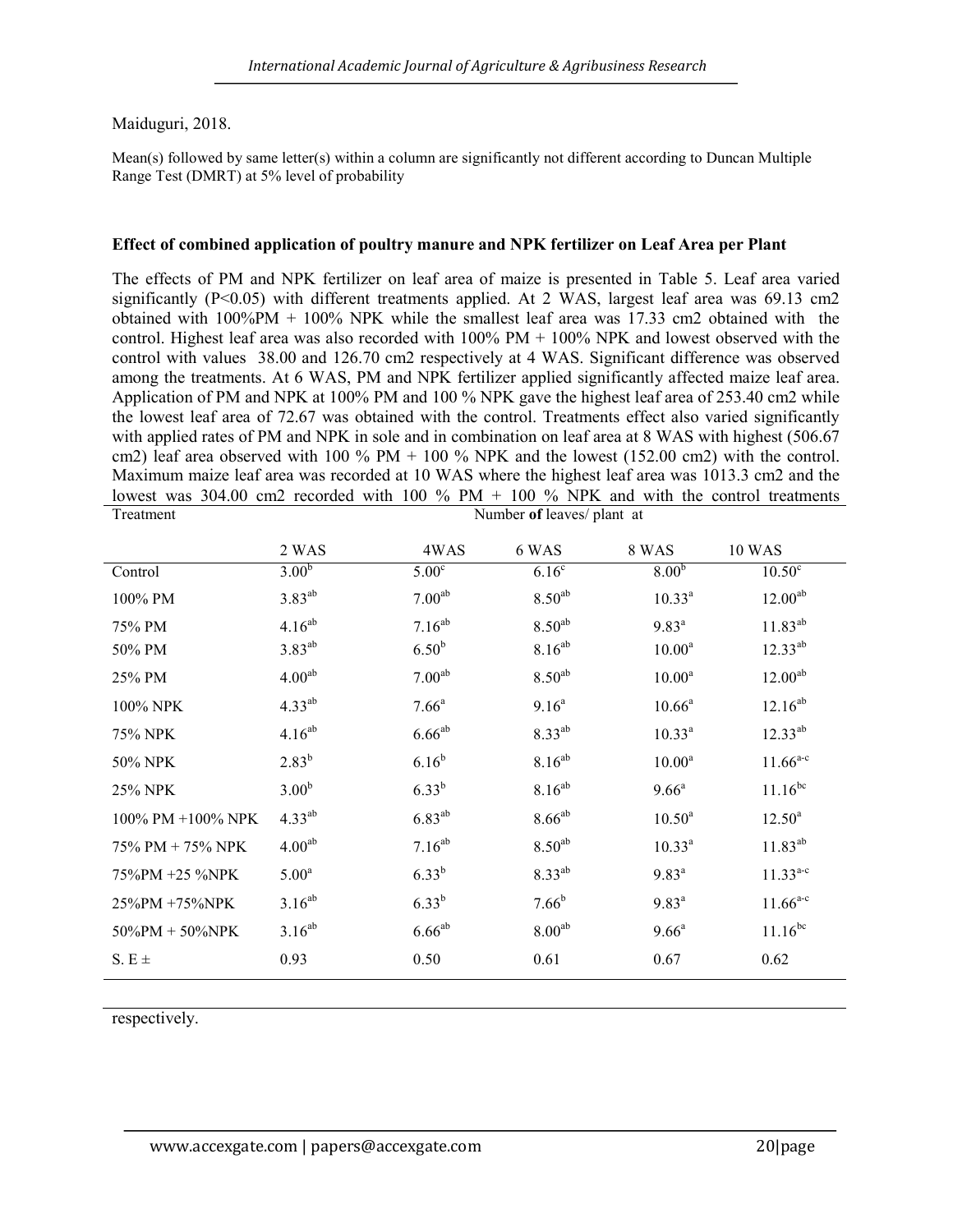Maiduguri, 2018.

Mean(s) followed by same letter(s) within a column are significantly not different according to Duncan Multiple Range Test (DMRT) at 5% level of probability

**Effect of combined application of poultry manure and NPK fertilizer on Leaf Area per Plant**

The effects of PM and NPK fertilizer on leaf area of maize is presented in Table 5. Leaf area varied significantly ($P<0.05$) with different treatments applied. At 2 WAS, largest leaf area was 69.13 cm2 obtained with 100%PM + 100% NPK while the smallest leaf area was 17.33 cm2 obtained with the control. Highest leaf area was also recorded with 100% PM + 100% NPK and lowest observed with the control with values 38.00 and 126.70 cm2 respectively at 4 WAS. Significant difference was observed among the treatments. At 6 WAS, PM and NPK fertilizer applied significantly affected maize leaf area. Application of PM and NPK at 100% PM and 100 % NPK gave the highest leaf area of 253.40 cm2 while the lowest leaf area of 72.67 was obtained with the control. Treatments effect also varied significantly with applied rates of PM and NPK in sole and in combination on leaf area at 8 WAS with highest (506.67 cm2) leaf area observed with 100 % PM + 100 % NPK and the lowest (152.00 cm2) with the control. Maximum maize leaf area was recorded at 10 WAS where the highest leaf area was 1013.3 cm2 and the lowest was 304.00 cm2 recorded with 100 % PM + 100 % NPK and with the control treatments respectively.

| Treatment | Number **of** leaves/ plant at | | | | |
|---|---|---|---|---|---|
| | 2 WAS | 4WAS | 6 WAS | 8 WAS | 10 WAS |
| Control | $3.00^{b}$ | $5.00^{c}$ | $6.16^{c}$ | $8.00^{b}$ | $10.50^{c}$ |
| 100% PM | $3.83^{ab}$ | $7.00^{ab}$ | $8.50^{ab}$ | $10.33^{a}$ | $12.00^{ab}$ |
| 75% PM | $4.16^{ab}$ | $7.16^{ab}$ | $8.50^{ab}$ | $9.83^{a}$ | $11.83^{ab}$ |
| 50% PM | $3.83^{ab}$ | $6.50^{b}$ | $8.16^{ab}$ | $10.00^{a}$ | $12.33^{ab}$ |
| 25% PM | $4.00^{ab}$ | $7.00^{ab}$ | $8.50^{ab}$ | $10.00^{a}$ | $12.00^{ab}$ |
| 100% NPK | $4.33^{ab}$ | $7.66^{a}$ | $9.16^{a}$ | $10.66^{a}$ | $12.16^{ab}$ |
| 75% NPK | $4.16^{ab}$ | $6.66^{ab}$ | $8.33^{ab}$ | $10.33^{a}$ | $12.33^{ab}$ |
| 50% NPK | $2.83^{b}$ | $6.16^{b}$ | $8.16^{ab}$ | $10.00^{a}$ | $11.66^{a-c}$ |
| 25% NPK | $3.00^{b}$ | $6.33^{b}$ | $8.16^{ab}$ | $9.66^{a}$ | $11.16^{bc}$ |
| 100% PM +100% NPK | $4.33^{ab}$ | $6.83^{ab}$ | $8.66^{ab}$ | $10.50^{a}$ | $12.50^{a}$ |
| 75% PM + 75% NPK | $4.00^{ab}$ | $7.16^{ab}$ | $8.50^{ab}$ | $10.33^{a}$ | $11.83^{ab}$ |
| 75%PM +25 %NPK | $5.00^{a}$ | $6.33^{b}$ | $8.33^{ab}$ | $9.83^{a}$ | $11.33^{a-c}$ |
| 25%PM +75%NPK | $3.16^{ab}$ | $6.33^{b}$ | $7.66^{b}$ | $9.83^{a}$ | $11.66^{a-c}$ |
| 50%PM + 50%NPK | $3.16^{ab}$ | $6.66^{ab}$ | $8.00^{ab}$ | $9.66^{a}$ | $11.16^{bc}$ |
| S. E ± | 0.93 | 0.50 | 0.61 | 0.67 | 0.62 |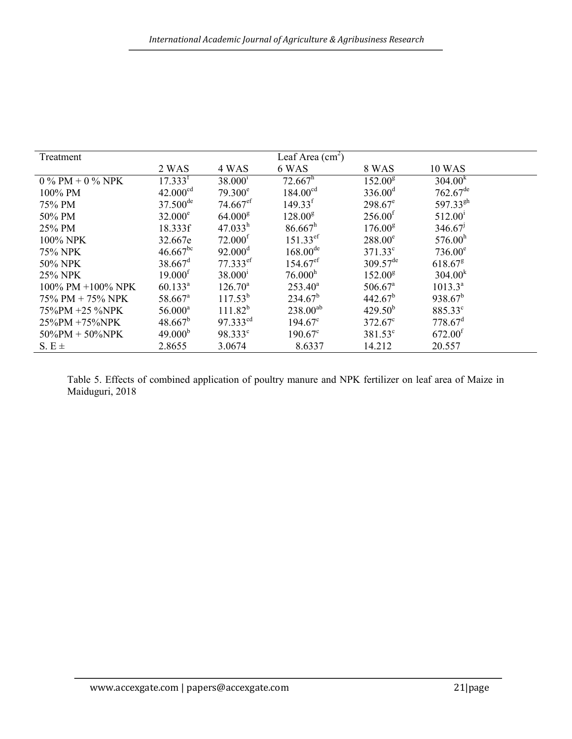| Treatment | Leaf Area ($cm^2$) | | | | |
|---|---|---|---|---|---|
| | 2 WAS | 4 WAS | 6 WAS | 8 WAS | 10 WAS |
| 0 % PM + 0 % NPK | $17.333^{f}$ | $38.000^{i}$ | $72.667^{h}$ | $152.00^{g}$ | $304.00^{k}$ |
| 100% PM | $42.000^{cd}$ | $79.300^{e}$ | $184.00^{cd}$ | $336.00^{d}$ | $762.67^{de}$ |
| 75% PM | $37.500^{de}$ | $74.667^{ef}$ | $149.33^{f}$ | $298.67^{e}$ | $597.33^{gh}$ |
| 50% PM | $32.000^{e}$ | $64.000^{g}$ | $128.00^{g}$ | $256.00^{f}$ | $512.00^{i}$ |
| 25% PM | 18.333f | $47.033^{h}$ | $86.667^{h}$ | $176.00^{g}$ | $346.67^{j}$ |
| 100% NPK | 32.667e | $72.000^{f}$ | $151.33^{ef}$ | $288.00^{e}$ | $576.00^{h}$ |
| 75% NPK | $46.667^{bc}$ | $92.000^{d}$ | $168.00^{de}$ | $371.33^{c}$ | $736.00^{e}$ |
| 50% NPK | $38.667^{d}$ | $77.333^{ef}$ | $154.67^{ef}$ | $309.57^{de}$ | $618.67^{g}$ |
| 25% NPK | $19.000^{f}$ | $38.000^{i}$ | $76.000^{h}$ | $152.00^{g}$ | $304.00^{k}$ |
| 100% PM +100% NPK | $60.133^{a}$ | $126.70^{a}$ | $253.40^{a}$ | $506.67^{a}$ | $1013.3^{a}$ |
| 75% PM + 75% NPK | $58.667^{a}$ | $117.53^{b}$ | $234.67^{b}$ | $442.67^{b}$ | $938.67^{b}$ |
| 75%PM +25 %NPK | $56.000^{a}$ | $111.82^{b}$ | $238.00^{ab}$ | $429.50^{b}$ | $885.33^{c}$ |
| 25%PM +75%NPK | $48.667^{b}$ | $97.333^{cd}$ | $194.67^{c}$ | $372.67^{c}$ | $778.67^{d}$ |
| 50%PM + 50%NPK | $49.000^{b}$ | $98.333^{c}$ | $190.67^{c}$ | $381.53^{c}$ | $672.00^{f}$ |
| S. E ± | 2.8655 | 3.0674 | 8.6337 | 14.212 | 20.557 |

Table 5. Effects of combined application of poultry manure and NPK fertilizer on leaf area of Maize in Maiduguri, 2018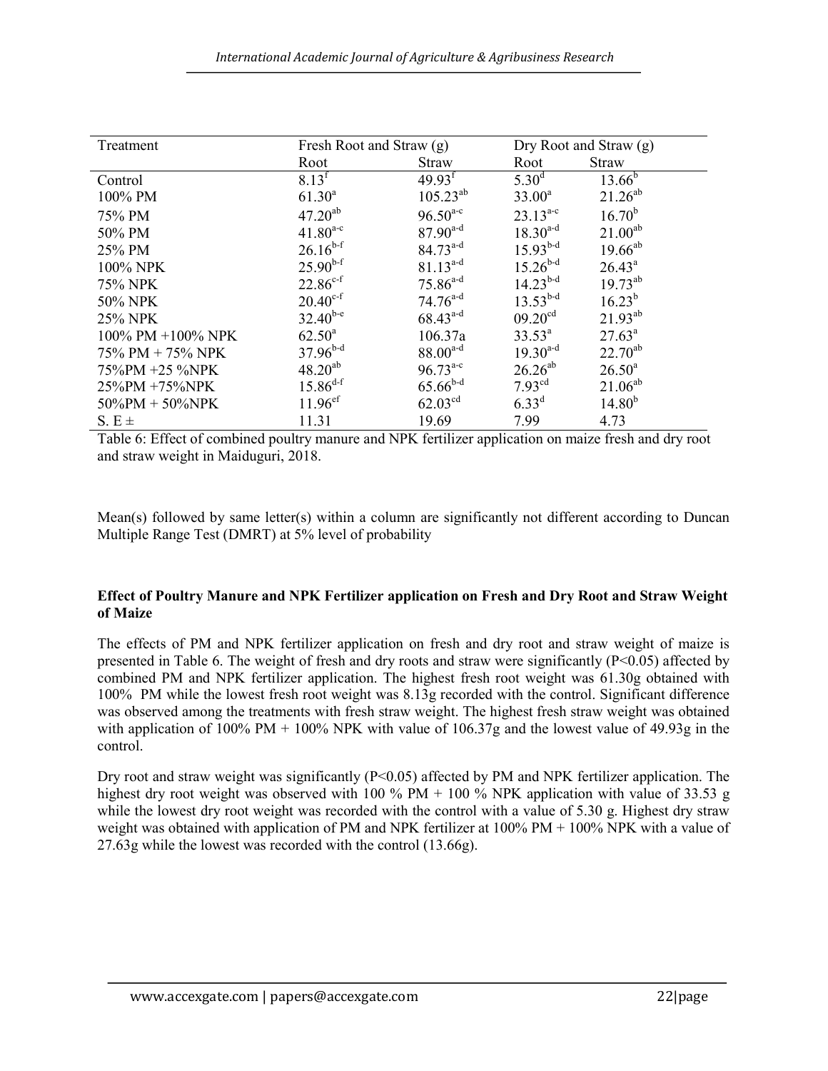| Treatment | Fresh Root and Straw (g) | | Dry Root and Straw (g) | |
|---|---|---|---|---|
| | Root | Straw | Root | Straw |
| Control | $8.13^{f}$ | $49.93^{f}$ | $5.30^{d}$ | $13.66^{b}$ |
| 100% PM | $61.30^{a}$ | $105.23^{ab}$ | $33.00^{a}$ | $21.26^{ab}$ |
| 75% PM | $47.20^{ab}$ | $96.50^{a-c}$ | $23.13^{a-c}$ | $16.70^{b}$ |
| 50% PM | $41.80^{a-c}$ | $87.90^{a-d}$ | $18.30^{a-d}$ | $21.00^{ab}$ |
| 25% PM | $26.16^{b-f}$ | $84.73^{a-d}$ | $15.93^{b-d}$ | $19.66^{ab}$ |
| 100% NPK | $25.90^{b-f}$ | $81.13^{a-d}$ | $15.26^{b-d}$ | $26.43^{a}$ |
| 75% NPK | $22.86^{c-f}$ | $75.86^{a-d}$ | $14.23^{b-d}$ | $19.73^{ab}$ |
| 50% NPK | $20.40^{c-f}$ | $74.76^{a-d}$ | $13.53^{b-d}$ | $16.23^{b}$ |
| 25% NPK | $32.40^{b-e}$ | $68.43^{a-d}$ | $09.20^{cd}$ | $21.93^{ab}$ |
| 100% PM +100% NPK | $62.50^{a}$ | 106.37a | $33.53^{a}$ | $27.63^{a}$ |
| 75% PM + 75% NPK | $37.96^{b-d}$ | $88.00^{a-d}$ | $19.30^{a-d}$ | $22.70^{ab}$ |
| 75%PM +25 %NPK | $48.20^{ab}$ | $96.73^{a-c}$ | $26.26^{ab}$ | $26.50^{a}$ |
| 25%PM +75%NPK | $15.86^{d-f}$ | $65.66^{b-d}$ | $7.93^{cd}$ | $21.06^{ab}$ |
| 50%PM + 50%NPK | $11.96^{ef}$ | $62.03^{cd}$ | $6.33^{d}$ | $14.80^{b}$ |
| S. E ± | 11.31 | 19.69 | 7.99 | 4.73 |

Table 6: Effect of combined poultry manure and NPK fertilizer application on maize fresh and dry root and straw weight in Maiduguri, 2018.

Mean(s) followed by same letter(s) within a column are significantly not different according to Duncan Multiple Range Test (DMRT) at 5% level of probability

**Effect of Poultry Manure and NPK Fertilizer application on Fresh and Dry Root and Straw Weight of Maize**

The effects of PM and NPK fertilizer application on fresh and dry root and straw weight of maize is presented in Table 6. The weight of fresh and dry roots and straw were significantly ($P<0.05$) affected by combined PM and NPK fertilizer application. The highest fresh root weight was 61.30g obtained with 100% PM while the lowest fresh root weight was 8.13g recorded with the control. Significant difference was observed among the treatments with fresh straw weight. The highest fresh straw weight was obtained with application of 100% PM + 100% NPK with value of 106.37g and the lowest value of 49.93g in the control.

Dry root and straw weight was significantly ($P<0.05$) affected by PM and NPK fertilizer application. The highest dry root weight was observed with 100 % PM + 100 % NPK application with value of 33.53 g while the lowest dry root weight was recorded with the control with a value of 5.30 g. Highest dry straw weight was obtained with application of PM and NPK fertilizer at 100% PM + 100% NPK with a value of 27.63g while the lowest was recorded with the control (13.66g).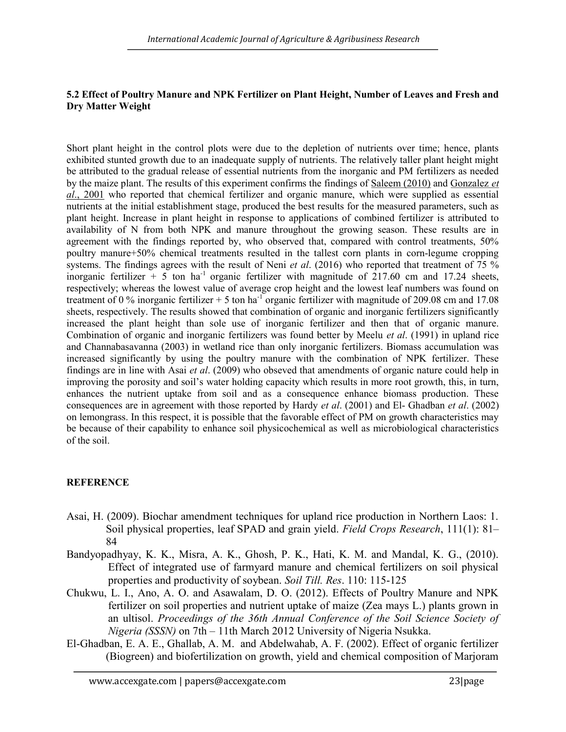### 5.2 Effect of Poultry Manure and NPK Fertilizer on Plant Height, Number of Leaves and Fresh and Dry Matter Weight

Short plant height in the control plots were due to the depletion of nutrients over time; hence, plants exhibited stunted growth due to an inadequate supply of nutrients. The relatively taller plant height might be attributed to the gradual release of essential nutrients from the inorganic and PM fertilizers as needed by the maize plant. The results of this experiment confirms the findings of Saleem (2010) and Gonzalez *et al*., 2001 who reported that chemical fertilizer and organic manure, which were supplied as essential nutrients at the initial establishment stage, produced the best results for the measured parameters, such as plant height. Increase in plant height in response to applications of combined fertilizer is attributed to availability of N from both NPK and manure throughout the growing season. These results are in agreement with the findings reported by, who observed that, compared with control treatments, 50% poultry manure+50% chemical treatments resulted in the tallest corn plants in corn-legume cropping systems. The findings agrees with the result of Neni *et al*. (2016) who reported that treatment of 75 % inorganic fertilizer + 5 ton ha$^{-1}$ organic fertilizer with magnitude of 217.60 cm and 17.24 sheets, respectively; whereas the lowest value of average crop height and the lowest leaf numbers was found on treatment of 0 % inorganic fertilizer + 5 ton ha$^{-1}$ organic fertilizer with magnitude of 209.08 cm and 17.08 sheets, respectively. The results showed that combination of organic and inorganic fertilizers significantly increased the plant height than sole use of inorganic fertilizer and then that of organic manure. Combination of organic and inorganic fertilizers was found better by Meelu *et al*. (1991) in upland rice and Channabasavanna (2003) in wetland rice than only inorganic fertilizers. Biomass accumulation was increased significantly by using the poultry manure with the combination of NPK fertilizer. These findings are in line with Asai *et al*. (2009) who obseved that amendments of organic nature could help in improving the porosity and soil's water holding capacity which results in more root growth, this, in turn, enhances the nutrient uptake from soil and as a consequence enhance biomass production. These consequences are in agreement with those reported by Hardy *et al*. (2001) and El- Ghadban *et al*. (2002) on lemongrass. In this respect, it is possible that the favorable effect of PM on growth characteristics may be because of their capability to enhance soil physicochemical as well as microbiological characteristics of the soil.

### REFERENCE

Asai, H. (2009). Biochar amendment techniques for upland rice production in Northern Laos: 1. Soil physical properties, leaf SPAD and grain yield. *Field Crops Research*, 111(1): 81–84

Bandyopadhyay, K. K., Misra, A. K., Ghosh, P. K., Hati, K. M. and Mandal, K. G., (2010). Effect of integrated use of farmyard manure and chemical fertilizers on soil physical properties and productivity of soybean. *Soil Till. Res*. 110: 115-125

Chukwu, L. I., Ano, A. O. and Asawalam, D. O. (2012). Effects of Poultry Manure and NPK fertilizer on soil properties and nutrient uptake of maize (Zea mays L.) plants grown in an ultisol. *Proceedings of the 36th Annual Conference of the Soil Science Society of Nigeria (SSSN)* on 7th – 11th March 2012 University of Nigeria Nsukka.

El-Ghadban, E. A. E., Ghallab, A. M. and Abdelwahab, A. F. (2002). Effect of organic fertilizer (Biogreen) and biofertilization on growth, yield and chemical composition of Marjoram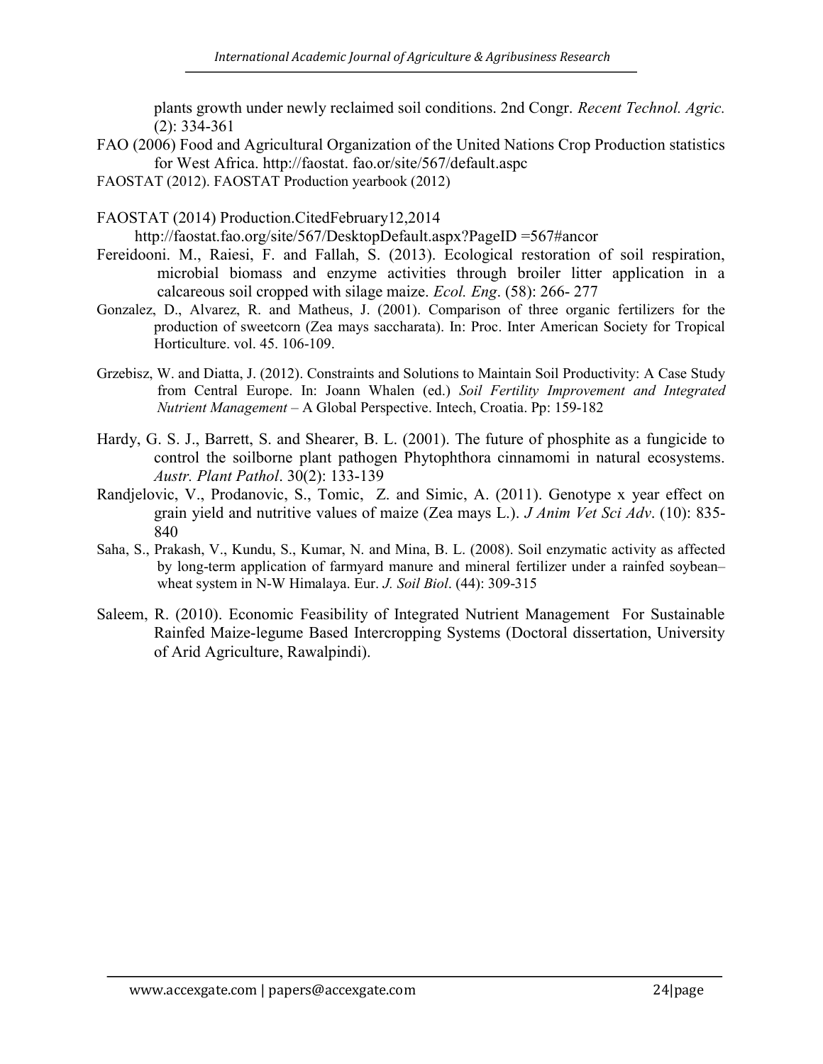plants growth under newly reclaimed soil conditions. 2nd Congr. *Recent Technol. Agric.* (2): 334-361

FAO (2006) Food and Agricultural Organization of the United Nations Crop Production statistics for West Africa. http://faostat. fao.or/site/567/default.aspc

FAOSTAT (2012). FAOSTAT Production yearbook (2012)

FAOSTAT (2014) Production.CitedFebruary12,2014 http://faostat.fao.org/site/567/DesktopDefault.aspx?PageID =567#ancor

Fereidooni. M., Raiesi, F. and Fallah, S. (2013). Ecological restoration of soil respiration, microbial biomass and enzyme activities through broiler litter application in a calcareous soil cropped with silage maize. *Ecol. Eng*. (58): 266- 277

Gonzalez, D., Alvarez, R. and Matheus, J. (2001). Comparison of three organic fertilizers for the production of sweetcorn (Zea mays saccharata). In: Proc. Inter American Society for Tropical Horticulture. vol. 45. 106-109.

Grzebisz, W. and Diatta, J. (2012). Constraints and Solutions to Maintain Soil Productivity: A Case Study from Central Europe. In: Joann Whalen (ed.) *Soil Fertility Improvement and Integrated Nutrient Management* – A Global Perspective. Intech, Croatia. Pp: 159-182

Hardy, G. S. J., Barrett, S. and Shearer, B. L. (2001). The future of phosphite as a fungicide to control the soilborne plant pathogen Phytophthora cinnamomi in natural ecosystems. *Austr. Plant Pathol*. 30(2): 133-139

Randjelovic, V., Prodanovic, S., Tomic, Z. and Simic, A. (2011). Genotype x year effect on grain yield and nutritive values of maize (Zea mays L.). *J Anim Vet Sci Adv*. (10): 835-840

Saha, S., Prakash, V., Kundu, S., Kumar, N. and Mina, B. L. (2008). Soil enzymatic activity as affected by long-term application of farmyard manure and mineral fertilizer under a rainfed soybean–wheat system in N-W Himalaya. Eur. *J. Soil Biol*. (44): 309-315

Saleem, R. (2010). Economic Feasibility of Integrated Nutrient Management For Sustainable Rainfed Maize-legume Based Intercropping Systems (Doctoral dissertation, University of Arid Agriculture, Rawalpindi).